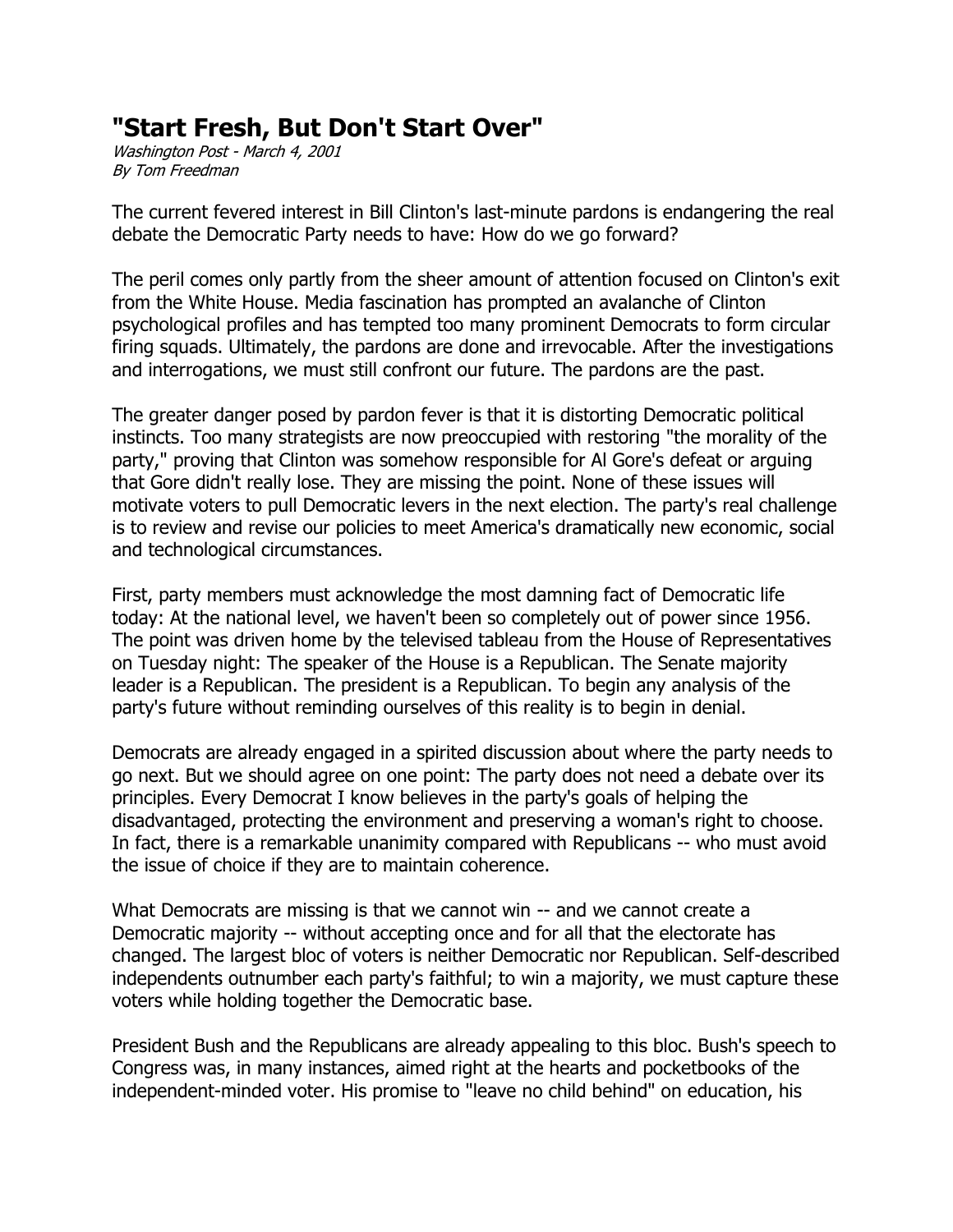# "Start Fresh, But Don't Start Over"

*Washington Post - March 4, 2001*
*By Tom Freedman*

The current fevered interest in Bill Clinton's last-minute pardons is endangering the real debate the Democratic Party needs to have: How do we go forward?

The peril comes only partly from the sheer amount of attention focused on Clinton's exit from the White House. Media fascination has prompted an avalanche of Clinton psychological profiles and has tempted too many prominent Democrats to form circular firing squads. Ultimately, the pardons are done and irrevocable. After the investigations and interrogations, we must still confront our future. The pardons are the past.

The greater danger posed by pardon fever is that it is distorting Democratic political instincts. Too many strategists are now preoccupied with restoring "the morality of the party," proving that Clinton was somehow responsible for Al Gore's defeat or arguing that Gore didn't really lose. They are missing the point. None of these issues will motivate voters to pull Democratic levers in the next election. The party's real challenge is to review and revise our policies to meet America's dramatically new economic, social and technological circumstances.

First, party members must acknowledge the most damning fact of Democratic life today: At the national level, we haven't been so completely out of power since 1956. The point was driven home by the televised tableau from the House of Representatives on Tuesday night: The speaker of the House is a Republican. The Senate majority leader is a Republican. The president is a Republican. To begin any analysis of the party's future without reminding ourselves of this reality is to begin in denial.

Democrats are already engaged in a spirited discussion about where the party needs to go next. But we should agree on one point: The party does not need a debate over its principles. Every Democrat I know believes in the party's goals of helping the disadvantaged, protecting the environment and preserving a woman's right to choose. In fact, there is a remarkable unanimity compared with Republicans -- who must avoid the issue of choice if they are to maintain coherence.

What Democrats are missing is that we cannot win -- and we cannot create a Democratic majority -- without accepting once and for all that the electorate has changed. The largest bloc of voters is neither Democratic nor Republican. Self-described independents outnumber each party's faithful; to win a majority, we must capture these voters while holding together the Democratic base.

President Bush and the Republicans are already appealing to this bloc. Bush's speech to Congress was, in many instances, aimed right at the hearts and pocketbooks of the independent-minded voter. His promise to "leave no child behind" on education, his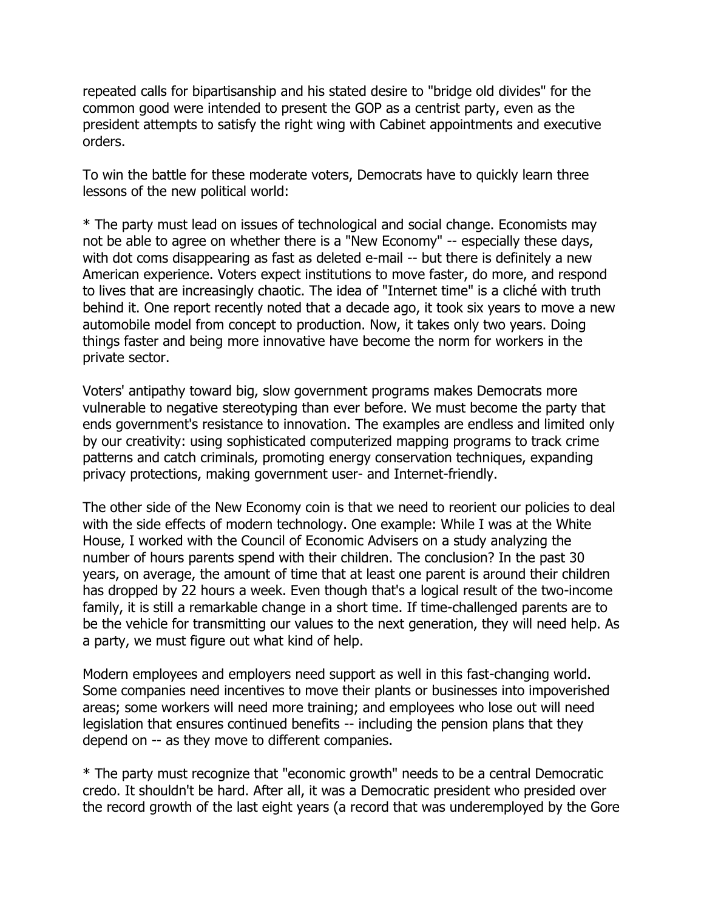repeated calls for bipartisanship and his stated desire to "bridge old divides" for the common good were intended to present the GOP as a centrist party, even as the president attempts to satisfy the right wing with Cabinet appointments and executive orders.

To win the battle for these moderate voters, Democrats have to quickly learn three lessons of the new political world:

* The party must lead on issues of technological and social change. Economists may not be able to agree on whether there is a "New Economy" -- especially these days, with dot coms disappearing as fast as deleted e-mail -- but there is definitely a new American experience. Voters expect institutions to move faster, do more, and respond to lives that are increasingly chaotic. The idea of "Internet time" is a cliché with truth behind it. One report recently noted that a decade ago, it took six years to move a new automobile model from concept to production. Now, it takes only two years. Doing things faster and being more innovative have become the norm for workers in the private sector.

Voters' antipathy toward big, slow government programs makes Democrats more vulnerable to negative stereotyping than ever before. We must become the party that ends government's resistance to innovation. The examples are endless and limited only by our creativity: using sophisticated computerized mapping programs to track crime patterns and catch criminals, promoting energy conservation techniques, expanding privacy protections, making government user- and Internet-friendly.

The other side of the New Economy coin is that we need to reorient our policies to deal with the side effects of modern technology. One example: While I was at the White House, I worked with the Council of Economic Advisers on a study analyzing the number of hours parents spend with their children. The conclusion? In the past 30 years, on average, the amount of time that at least one parent is around their children has dropped by 22 hours a week. Even though that's a logical result of the two-income family, it is still a remarkable change in a short time. If time-challenged parents are to be the vehicle for transmitting our values to the next generation, they will need help. As a party, we must figure out what kind of help.

Modern employees and employers need support as well in this fast-changing world. Some companies need incentives to move their plants or businesses into impoverished areas; some workers will need more training; and employees who lose out will need legislation that ensures continued benefits -- including the pension plans that they depend on -- as they move to different companies.

* The party must recognize that "economic growth" needs to be a central Democratic credo. It shouldn't be hard. After all, it was a Democratic president who presided over the record growth of the last eight years (a record that was underemployed by the Gore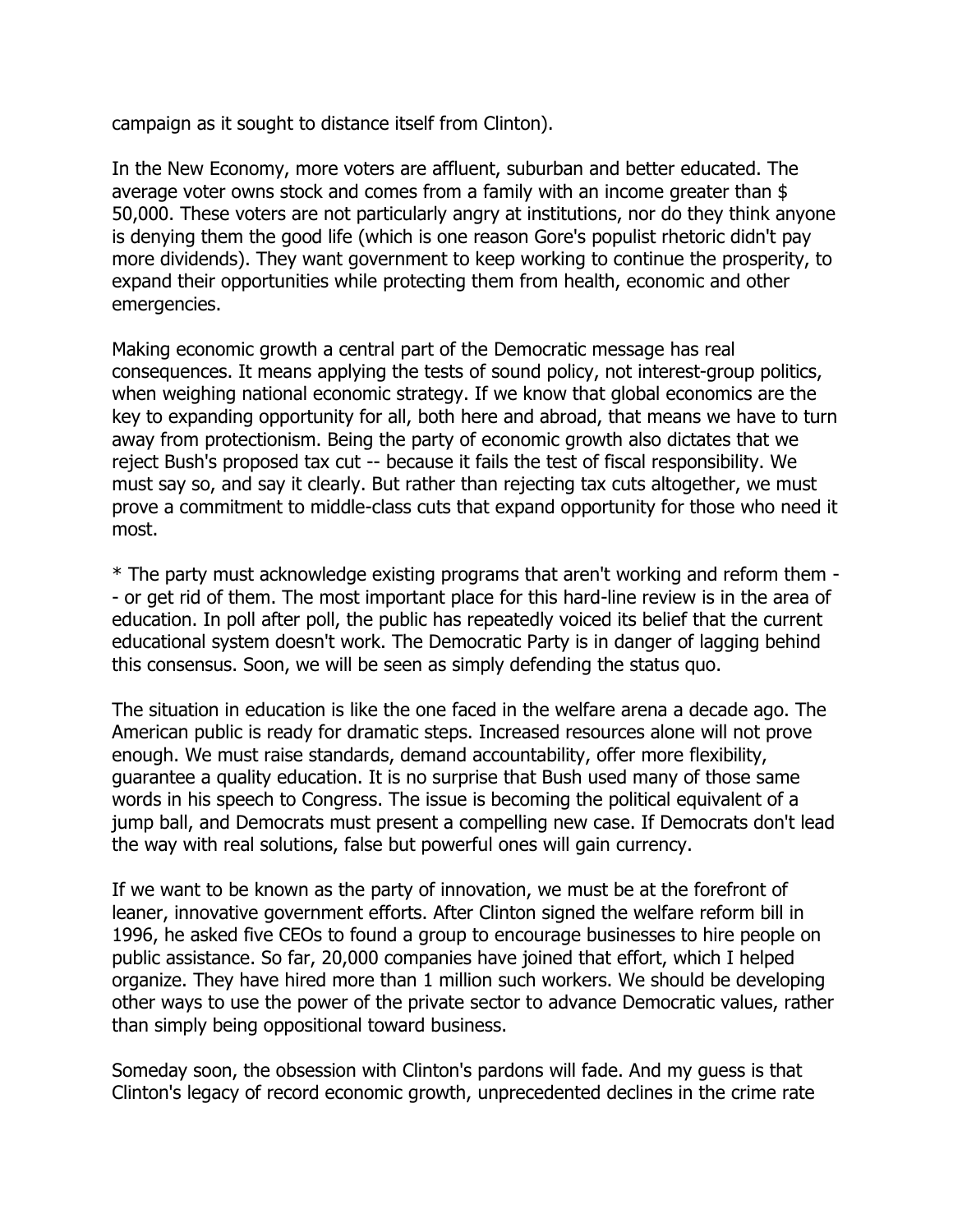campaign as it sought to distance itself from Clinton).

In the New Economy, more voters are affluent, suburban and better educated. The average voter owns stock and comes from a family with an income greater than $ 50,000. These voters are not particularly angry at institutions, nor do they think anyone is denying them the good life (which is one reason Gore's populist rhetoric didn't pay more dividends). They want government to keep working to continue the prosperity, to expand their opportunities while protecting them from health, economic and other emergencies.

Making economic growth a central part of the Democratic message has real consequences. It means applying the tests of sound policy, not interest-group politics, when weighing national economic strategy. If we know that global economics are the key to expanding opportunity for all, both here and abroad, that means we have to turn away from protectionism. Being the party of economic growth also dictates that we reject Bush's proposed tax cut -- because it fails the test of fiscal responsibility. We must say so, and say it clearly. But rather than rejecting tax cuts altogether, we must prove a commitment to middle-class cuts that expand opportunity for those who need it most.

* The party must acknowledge existing programs that aren't working and reform them -- or get rid of them. The most important place for this hard-line review is in the area of education. In poll after poll, the public has repeatedly voiced its belief that the current educational system doesn't work. The Democratic Party is in danger of lagging behind this consensus. Soon, we will be seen as simply defending the status quo.

The situation in education is like the one faced in the welfare arena a decade ago. The American public is ready for dramatic steps. Increased resources alone will not prove enough. We must raise standards, demand accountability, offer more flexibility, guarantee a quality education. It is no surprise that Bush used many of those same words in his speech to Congress. The issue is becoming the political equivalent of a jump ball, and Democrats must present a compelling new case. If Democrats don't lead the way with real solutions, false but powerful ones will gain currency.

If we want to be known as the party of innovation, we must be at the forefront of leaner, innovative government efforts. After Clinton signed the welfare reform bill in 1996, he asked five CEOs to found a group to encourage businesses to hire people on public assistance. So far, 20,000 companies have joined that effort, which I helped organize. They have hired more than 1 million such workers. We should be developing other ways to use the power of the private sector to advance Democratic values, rather than simply being oppositional toward business.

Someday soon, the obsession with Clinton's pardons will fade. And my guess is that Clinton's legacy of record economic growth, unprecedented declines in the crime rate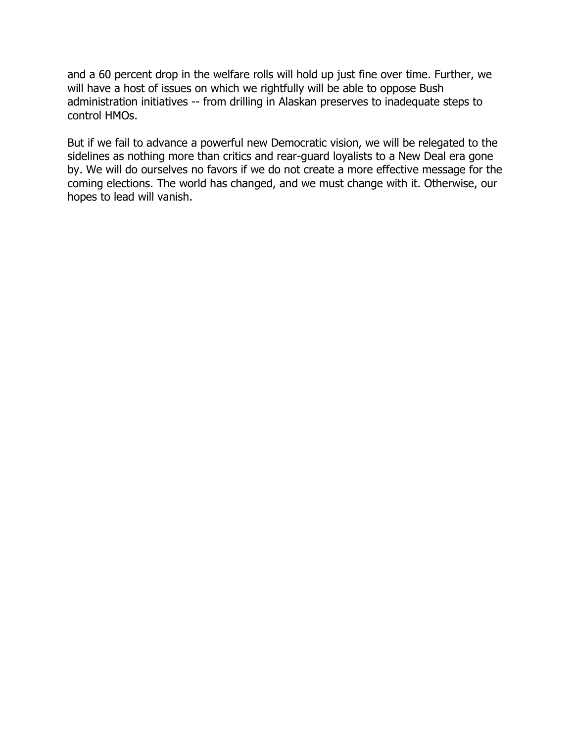and a 60 percent drop in the welfare rolls will hold up just fine over time. Further, we will have a host of issues on which we rightfully will be able to oppose Bush administration initiatives -- from drilling in Alaskan preserves to inadequate steps to control HMOs.

But if we fail to advance a powerful new Democratic vision, we will be relegated to the sidelines as nothing more than critics and rear-guard loyalists to a New Deal era gone by. We will do ourselves no favors if we do not create a more effective message for the coming elections. The world has changed, and we must change with it. Otherwise, our hopes to lead will vanish.